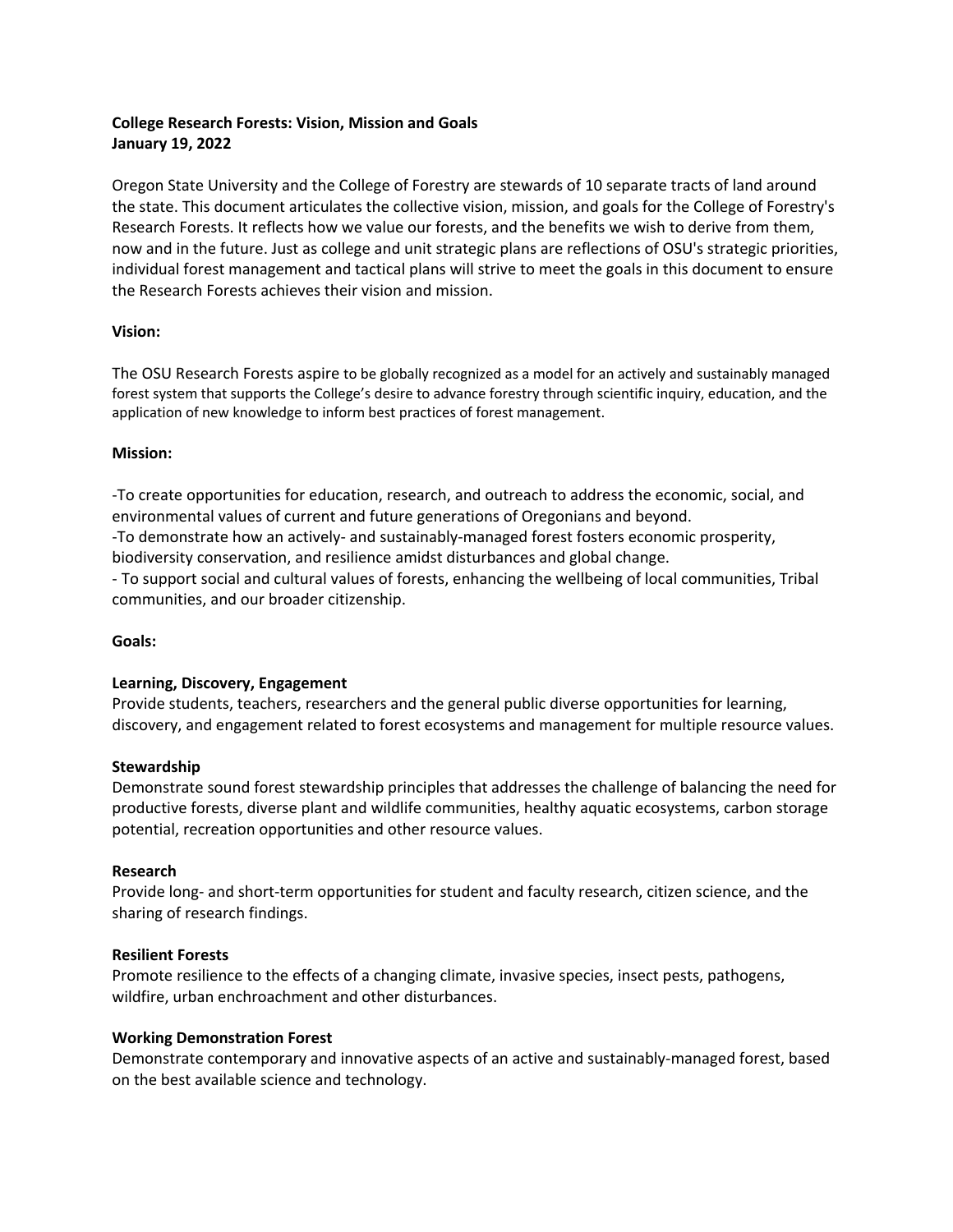**College Research Forests: Vision, Mission and Goals**
**January 19, 2022**

Oregon State University and the College of Forestry are stewards of 10 separate tracts of land around the state. This document articulates the collective vision, mission, and goals for the College of Forestry's Research Forests. It reflects how we value our forests, and the benefits we wish to derive from them, now and in the future. Just as college and unit strategic plans are reflections of OSU's strategic priorities, individual forest management and tactical plans will strive to meet the goals in this document to ensure the Research Forests achieves their vision and mission.

**Vision:**

The OSU Research Forests aspire to be globally recognized as a model for an actively and sustainably managed forest system that supports the College's desire to advance forestry through scientific inquiry, education, and the application of new knowledge to inform best practices of forest management.

**Mission:**

-To create opportunities for education, research, and outreach to address the economic, social, and environmental values of current and future generations of Oregonians and beyond.
-To demonstrate how an actively- and sustainably-managed forest fosters economic prosperity, biodiversity conservation, and resilience amidst disturbances and global change.
- To support social and cultural values of forests, enhancing the wellbeing of local communities, Tribal communities, and our broader citizenship.

**Goals:**

**Learning, Discovery, Engagement**
Provide students, teachers, researchers and the general public diverse opportunities for learning, discovery, and engagement related to forest ecosystems and management for multiple resource values.

**Stewardship**
Demonstrate sound forest stewardship principles that addresses the challenge of balancing the need for productive forests, diverse plant and wildlife communities, healthy aquatic ecosystems, carbon storage potential, recreation opportunities and other resource values.

**Research**
Provide long- and short-term opportunities for student and faculty research, citizen science, and the sharing of research findings.

**Resilient Forests**
Promote resilience to the effects of a changing climate, invasive species, insect pests, pathogens, wildfire, urban enchroachment and other disturbances.

**Working Demonstration Forest**
Demonstrate contemporary and innovative aspects of an active and sustainably-managed forest, based on the best available science and technology.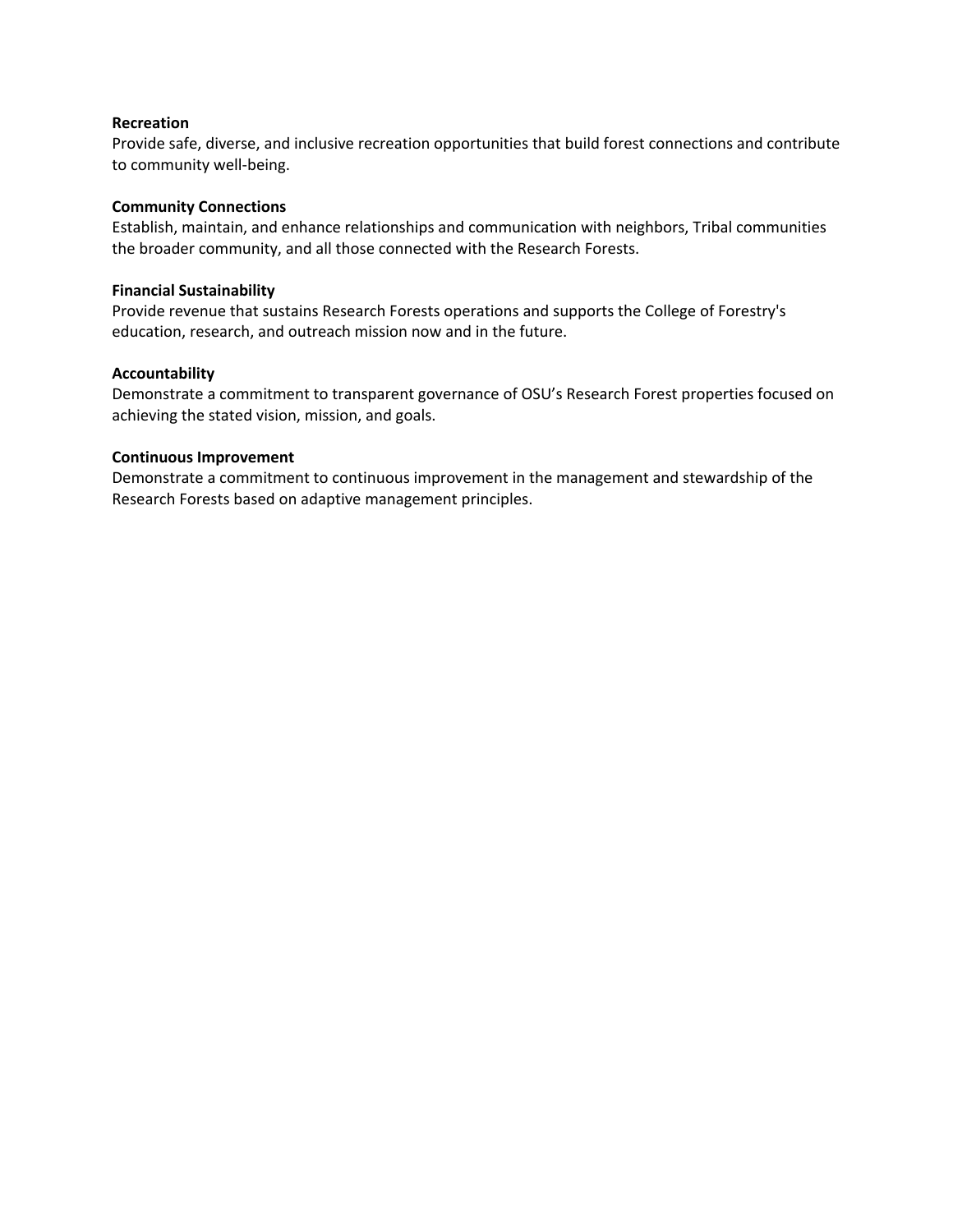**Recreation**

Provide safe, diverse, and inclusive recreation opportunities that build forest connections and contribute to community well-being.

**Community Connections**

Establish, maintain, and enhance relationships and communication with neighbors, Tribal communities the broader community, and all those connected with the Research Forests.

**Financial Sustainability**

Provide revenue that sustains Research Forests operations and supports the College of Forestry's education, research, and outreach mission now and in the future.

**Accountability**

Demonstrate a commitment to transparent governance of OSU's Research Forest properties focused on achieving the stated vision, mission, and goals.

**Continuous Improvement**

Demonstrate a commitment to continuous improvement in the management and stewardship of the Research Forests based on adaptive management principles.